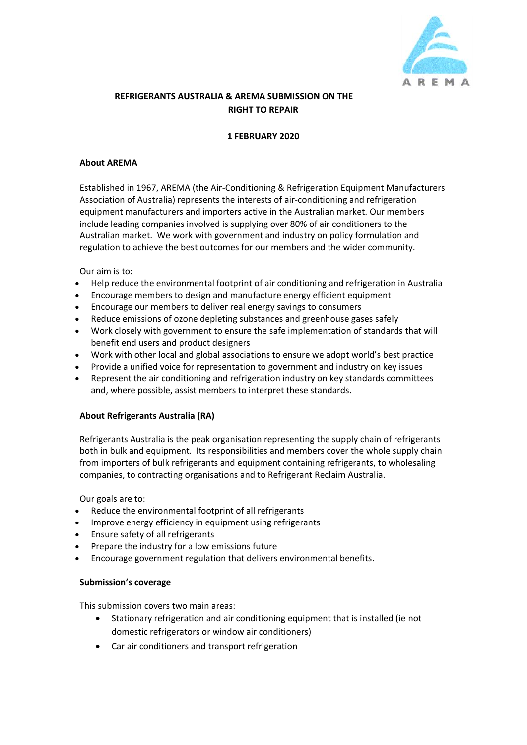# REFRIGERANTS AUSTRALIA & AREMA SUBMISSION ON THE RIGHT TO REPAIR

**1 FEBRUARY 2020**

## About AREMA

Established in 1967, AREMA (the Air-Conditioning & Refrigeration Equipment Manufacturers Association of Australia) represents the interests of air-conditioning and refrigeration equipment manufacturers and importers active in the Australian market. Our members include leading companies involved is supplying over 80% of air conditioners to the Australian market. We work with government and industry on policy formulation and regulation to achieve the best outcomes for our members and the wider community.

Our aim is to:

- Help reduce the environmental footprint of air conditioning and refrigeration in Australia
- Encourage members to design and manufacture energy efficient equipment
- Encourage our members to deliver real energy savings to consumers
- Reduce emissions of ozone depleting substances and greenhouse gases safely
- Work closely with government to ensure the safe implementation of standards that will benefit end users and product designers
- Work with other local and global associations to ensure we adopt world's best practice
- Provide a unified voice for representation to government and industry on key issues
- Represent the air conditioning and refrigeration industry on key standards committees and, where possible, assist members to interpret these standards.

## About Refrigerants Australia (RA)

Refrigerants Australia is the peak organisation representing the supply chain of refrigerants both in bulk and equipment. Its responsibilities and members cover the whole supply chain from importers of bulk refrigerants and equipment containing refrigerants, to wholesaling companies, to contracting organisations and to Refrigerant Reclaim Australia.

Our goals are to:

- Reduce the environmental footprint of all refrigerants
- Improve energy efficiency in equipment using refrigerants
- Ensure safety of all refrigerants
- Prepare the industry for a low emissions future
- Encourage government regulation that delivers environmental benefits.

## Submission's coverage

This submission covers two main areas:

- Stationary refrigeration and air conditioning equipment that is installed (ie not domestic refrigerators or window air conditioners)
- Car air conditioners and transport refrigeration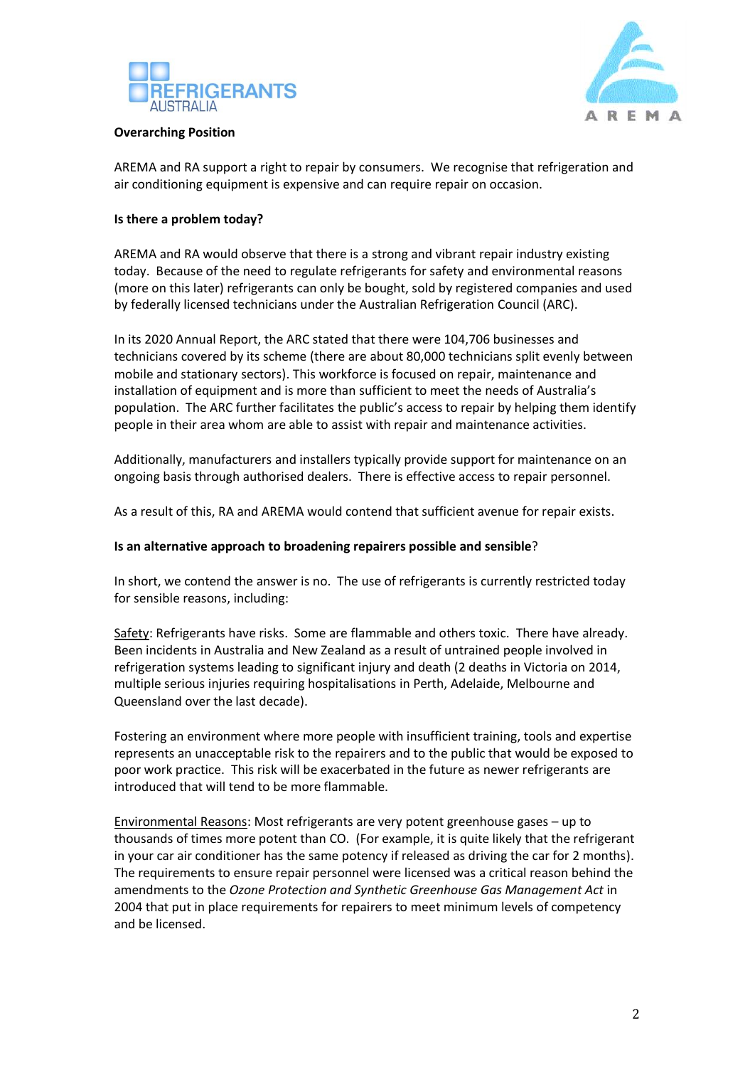**Overarching Position**

AREMA and RA support a right to repair by consumers. We recognise that refrigeration and air conditioning equipment is expensive and can require repair on occasion.

**Is there a problem today?**

AREMA and RA would observe that there is a strong and vibrant repair industry existing today. Because of the need to regulate refrigerants for safety and environmental reasons (more on this later) refrigerants can only be bought, sold by registered companies and used by federally licensed technicians under the Australian Refrigeration Council (ARC).

In its 2020 Annual Report, the ARC stated that there were 104,706 businesses and technicians covered by its scheme (there are about 80,000 technicians split evenly between mobile and stationary sectors). This workforce is focused on repair, maintenance and installation of equipment and is more than sufficient to meet the needs of Australia's population. The ARC further facilitates the public's access to repair by helping them identify people in their area whom are able to assist with repair and maintenance activities.

Additionally, manufacturers and installers typically provide support for maintenance on an ongoing basis through authorised dealers. There is effective access to repair personnel.

As a result of this, RA and AREMA would contend that sufficient avenue for repair exists.

**Is an alternative approach to broadening repairers possible and sensible**?

In short, we contend the answer is no. The use of refrigerants is currently restricted today for sensible reasons, including:

Safety: Refrigerants have risks. Some are flammable and others toxic. There have already. Been incidents in Australia and New Zealand as a result of untrained people involved in refrigeration systems leading to significant injury and death (2 deaths in Victoria on 2014, multiple serious injuries requiring hospitalisations in Perth, Adelaide, Melbourne and Queensland over the last decade).

Fostering an environment where more people with insufficient training, tools and expertise represents an unacceptable risk to the repairers and to the public that would be exposed to poor work practice. This risk will be exacerbated in the future as newer refrigerants are introduced that will tend to be more flammable.

Environmental Reasons: Most refrigerants are very potent greenhouse gases – up to thousands of times more potent than CO. (For example, it is quite likely that the refrigerant in your car air conditioner has the same potency if released as driving the car for 2 months). The requirements to ensure repair personnel were licensed was a critical reason behind the amendments to the *Ozone Protection and Synthetic Greenhouse Gas Management Act* in 2004 that put in place requirements for repairers to meet minimum levels of competency and be licensed.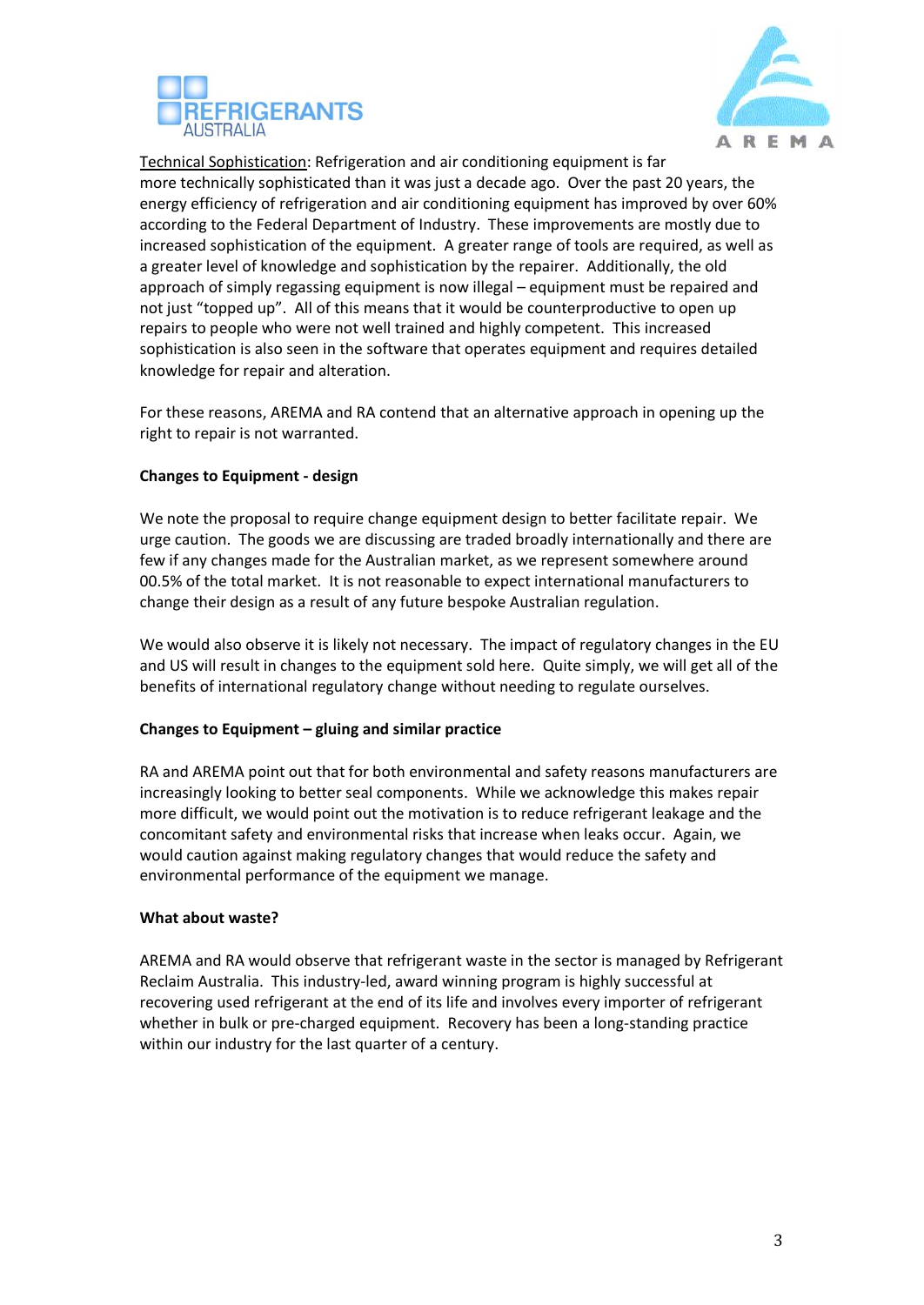Technical Sophistication: Refrigeration and air conditioning equipment is far more technically sophisticated than it was just a decade ago. Over the past 20 years, the energy efficiency of refrigeration and air conditioning equipment has improved by over 60% according to the Federal Department of Industry. These improvements are mostly due to increased sophistication of the equipment. A greater range of tools are required, as well as a greater level of knowledge and sophistication by the repairer. Additionally, the old approach of simply regassing equipment is now illegal – equipment must be repaired and not just "topped up". All of this means that it would be counterproductive to open up repairs to people who were not well trained and highly competent. This increased sophistication is also seen in the software that operates equipment and requires detailed knowledge for repair and alteration.

For these reasons, AREMA and RA contend that an alternative approach in opening up the right to repair is not warranted.

**Changes to Equipment - design**

We note the proposal to require change equipment design to better facilitate repair. We urge caution. The goods we are discussing are traded broadly internationally and there are few if any changes made for the Australian market, as we represent somewhere around 00.5% of the total market. It is not reasonable to expect international manufacturers to change their design as a result of any future bespoke Australian regulation.

We would also observe it is likely not necessary. The impact of regulatory changes in the EU and US will result in changes to the equipment sold here. Quite simply, we will get all of the benefits of international regulatory change without needing to regulate ourselves.

**Changes to Equipment – gluing and similar practice**

RA and AREMA point out that for both environmental and safety reasons manufacturers are increasingly looking to better seal components. While we acknowledge this makes repair more difficult, we would point out the motivation is to reduce refrigerant leakage and the concomitant safety and environmental risks that increase when leaks occur. Again, we would caution against making regulatory changes that would reduce the safety and environmental performance of the equipment we manage.

**What about waste?**

AREMA and RA would observe that refrigerant waste in the sector is managed by Refrigerant Reclaim Australia. This industry-led, award winning program is highly successful at recovering used refrigerant at the end of its life and involves every importer of refrigerant whether in bulk or pre-charged equipment. Recovery has been a long-standing practice within our industry for the last quarter of a century.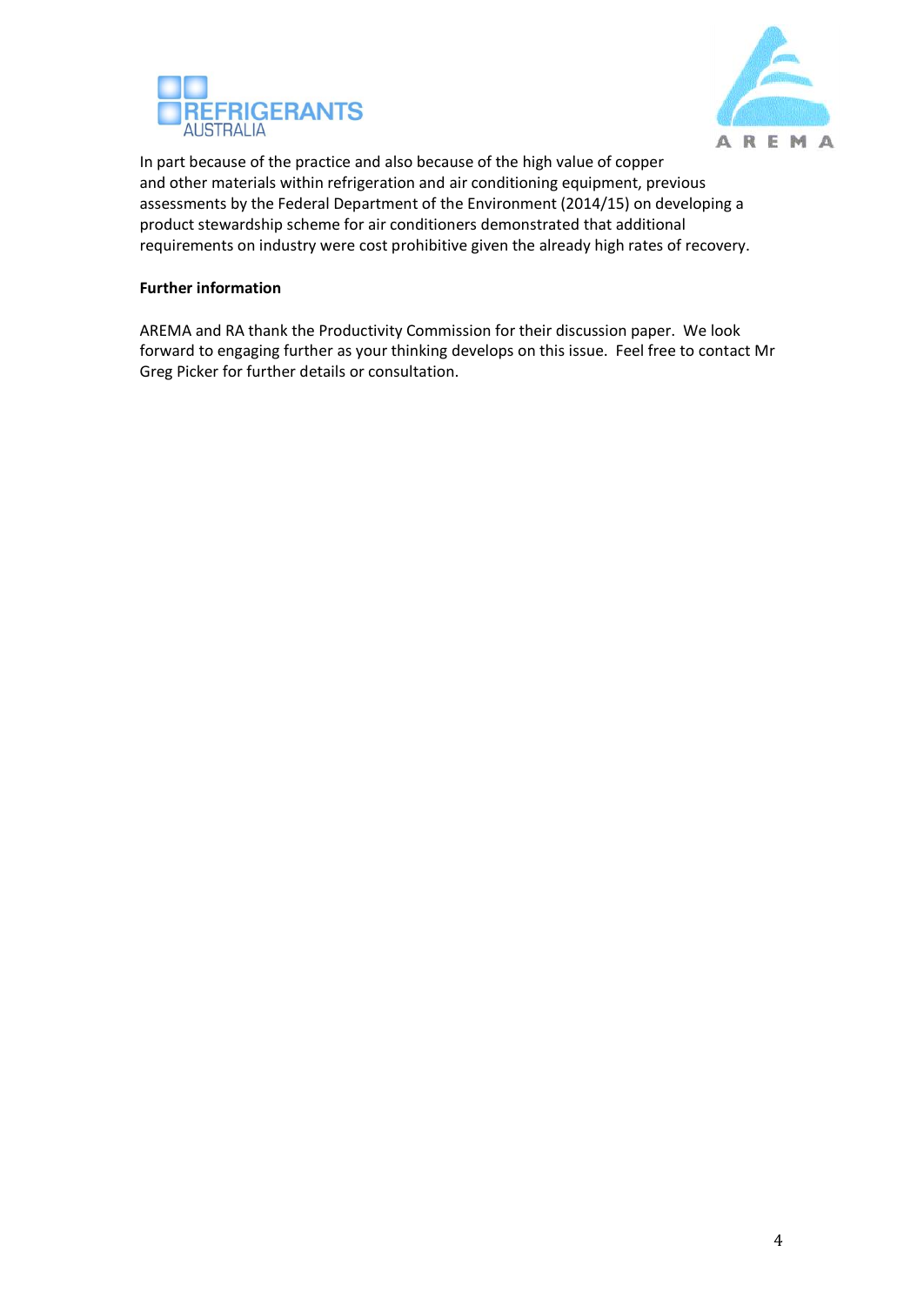In part because of the practice and also because of the high value of copper and other materials within refrigeration and air conditioning equipment, previous assessments by the Federal Department of the Environment (2014/15) on developing a product stewardship scheme for air conditioners demonstrated that additional requirements on industry were cost prohibitive given the already high rates of recovery.

**Further information**

AREMA and RA thank the Productivity Commission for their discussion paper. We look forward to engaging further as your thinking develops on this issue. Feel free to contact Mr Greg Picker for further details or consultation.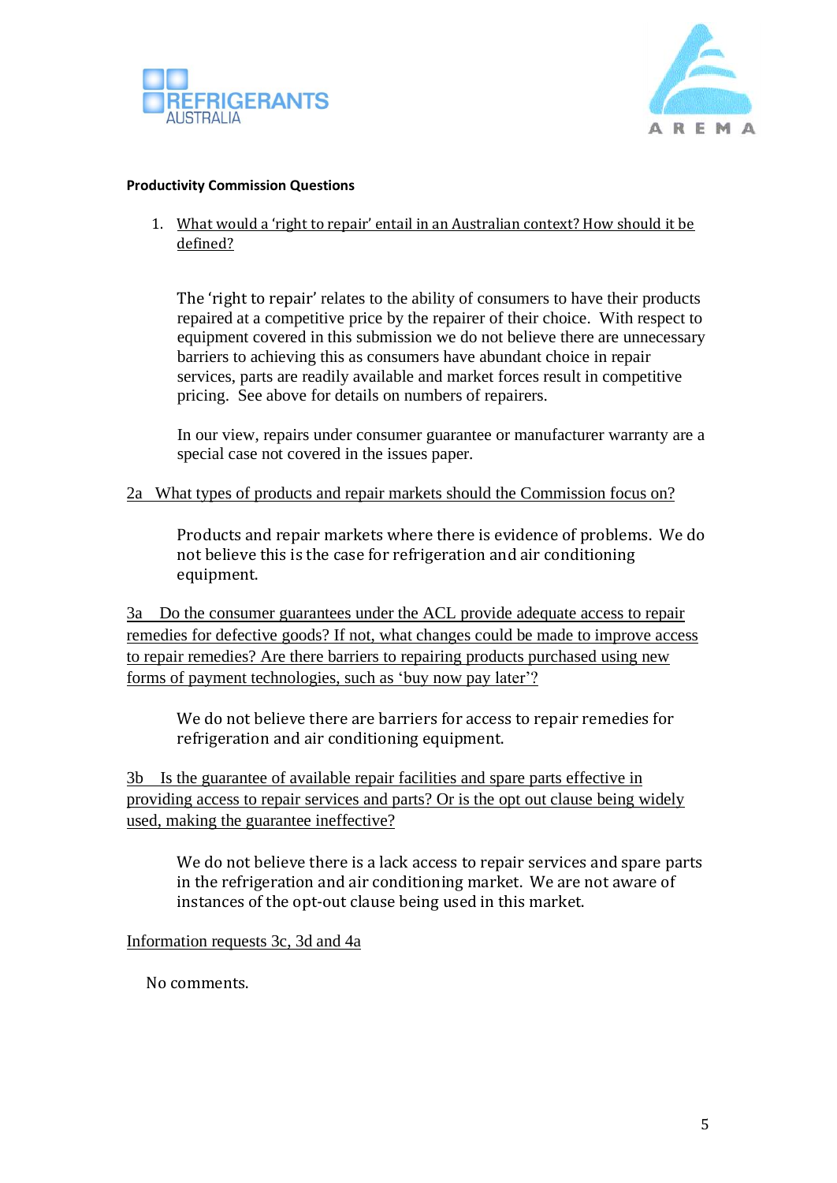**Productivity Commission Questions**

1. What would a 'right to repair' entail in an Australian context? How should it be defined?

   The 'right to repair' relates to the ability of consumers to have their products repaired at a competitive price by the repairer of their choice. With respect to equipment covered in this submission we do not believe there are unnecessary barriers to achieving this as consumers have abundant choice in repair services, parts are readily available and market forces result in competitive pricing. See above for details on numbers of repairers.

   In our view, repairs under consumer guarantee or manufacturer warranty are a special case not covered in the issues paper.

2a What types of products and repair markets should the Commission focus on?

Products and repair markets where there is evidence of problems. We do not believe this is the case for refrigeration and air conditioning equipment.

3a Do the consumer guarantees under the ACL provide adequate access to repair remedies for defective goods? If not, what changes could be made to improve access to repair remedies? Are there barriers to repairing products purchased using new forms of payment technologies, such as 'buy now pay later'?

We do not believe there are barriers for access to repair remedies for refrigeration and air conditioning equipment.

3b Is the guarantee of available repair facilities and spare parts effective in providing access to repair services and parts? Or is the opt out clause being widely used, making the guarantee ineffective?

We do not believe there is a lack access to repair services and spare parts in the refrigeration and air conditioning market. We are not aware of instances of the opt-out clause being used in this market.

Information requests 3c, 3d and 4a

No comments.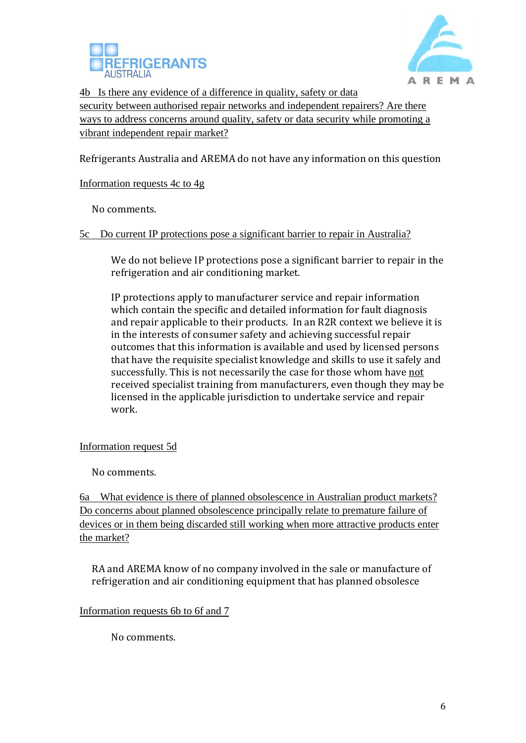4b Is there any evidence of a difference in quality, safety or data security between authorised repair networks and independent repairers? Are there ways to address concerns around quality, safety or data security while promoting a vibrant independent repair market?

Refrigerants Australia and AREMA do not have any information on this question

Information requests 4c to 4g

No comments.

5c Do current IP protections pose a significant barrier to repair in Australia?

We do not believe IP protections pose a significant barrier to repair in the refrigeration and air conditioning market.

IP protections apply to manufacturer service and repair information which contain the specific and detailed information for fault diagnosis and repair applicable to their products. In an R2R context we believe it is in the interests of consumer safety and achieving successful repair outcomes that this information is available and used by licensed persons that have the requisite specialist knowledge and skills to use it safely and successfully. This is not necessarily the case for those whom have not received specialist training from manufacturers, even though they may be licensed in the applicable jurisdiction to undertake service and repair work.

Information request 5d

No comments.

6a What evidence is there of planned obsolescence in Australian product markets? Do concerns about planned obsolescence principally relate to premature failure of devices or in them being discarded still working when more attractive products enter the market?

RA and AREMA know of no company involved in the sale or manufacture of refrigeration and air conditioning equipment that has planned obsolesce

Information requests 6b to 6f and 7

No comments.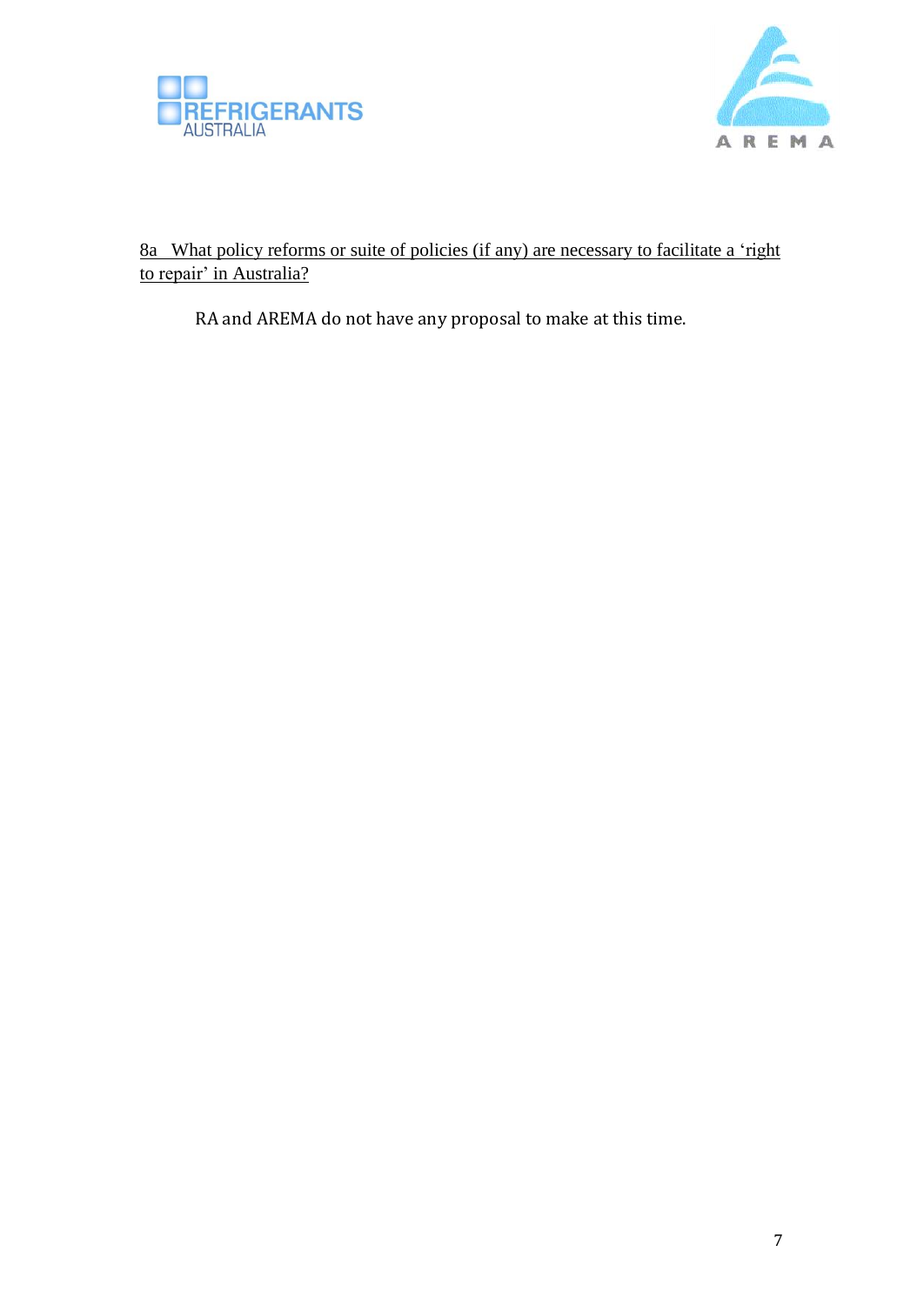8a What policy reforms or suite of policies (if any) are necessary to facilitate a 'right to repair' in Australia?

RA and AREMA do not have any proposal to make at this time.